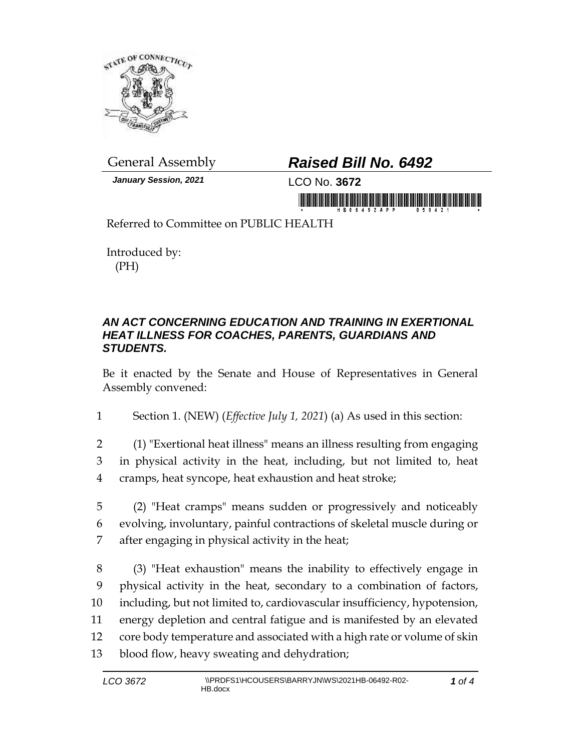General Assembly

# *Raised Bill No. 6492*

***January Session, 2021***

LCO No. **3672**

Referred to Committee on PUBLIC HEALTH

Introduced by:
(PH)

### *AN ACT CONCERNING EDUCATION AND TRAINING IN EXERTIONAL HEAT ILLNESS FOR COACHES, PARENTS, GUARDIANS AND STUDENTS.*

Be it enacted by the Senate and House of Representatives in General Assembly convened:

1 Section 1. (NEW) (*Effective July 1, 2021*) (a) As used in this section:

2 (1) "Exertional heat illness" means an illness resulting from engaging
3 in physical activity in the heat, including, but not limited to, heat
4 cramps, heat syncope, heat exhaustion and heat stroke;

5 (2) "Heat cramps" means sudden or progressively and noticeably
6 evolving, involuntary, painful contractions of skeletal muscle during or
7 after engaging in physical activity in the heat;

8 (3) "Heat exhaustion" means the inability to effectively engage in
9 physical activity in the heat, secondary to a combination of factors,
10 including, but not limited to, cardiovascular insufficiency, hypotension,
11 energy depletion and central fatigue and is manifested by an elevated
12 core body temperature and associated with a high rate or volume of skin
13 blood flow, heavy sweating and dehydration;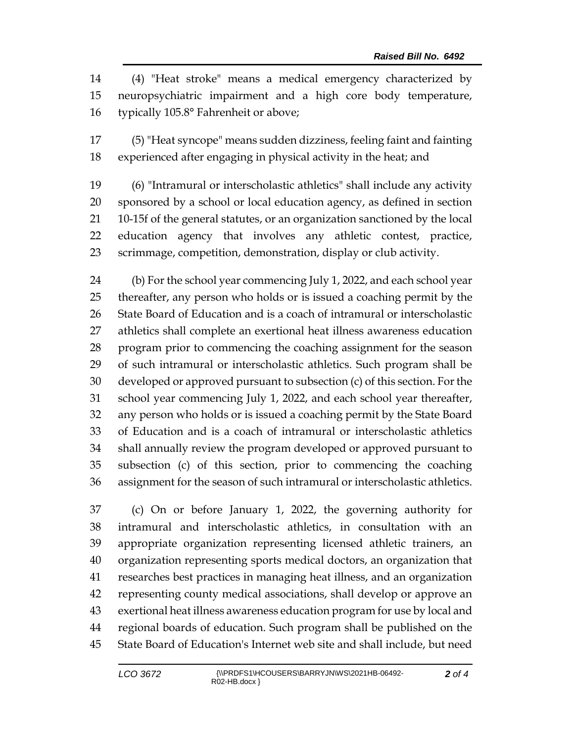(4) "Heat stroke" means a medical emergency characterized by neuropsychiatric impairment and a high core body temperature, typically 105.8° Fahrenheit or above;

(5) "Heat syncope" means sudden dizziness, feeling faint and fainting experienced after engaging in physical activity in the heat; and

(6) "Intramural or interscholastic athletics" shall include any activity sponsored by a school or local education agency, as defined in section 10-15f of the general statutes, or an organization sanctioned by the local education agency that involves any athletic contest, practice, scrimmage, competition, demonstration, display or club activity.

(b) For the school year commencing July 1, 2022, and each school year thereafter, any person who holds or is issued a coaching permit by the State Board of Education and is a coach of intramural or interscholastic athletics shall complete an exertional heat illness awareness education program prior to commencing the coaching assignment for the season of such intramural or interscholastic athletics. Such program shall be developed or approved pursuant to subsection (c) of this section. For the school year commencing July 1, 2022, and each school year thereafter, any person who holds or is issued a coaching permit by the State Board of Education and is a coach of intramural or interscholastic athletics shall annually review the program developed or approved pursuant to subsection (c) of this section, prior to commencing the coaching assignment for the season of such intramural or interscholastic athletics.

(c) On or before January 1, 2022, the governing authority for intramural and interscholastic athletics, in consultation with an appropriate organization representing licensed athletic trainers, an organization representing sports medical doctors, an organization that researches best practices in managing heat illness, and an organization representing county medical associations, shall develop or approve an exertional heat illness awareness education program for use by local and regional boards of education. Such program shall be published on the State Board of Education's Internet web site and shall include, but need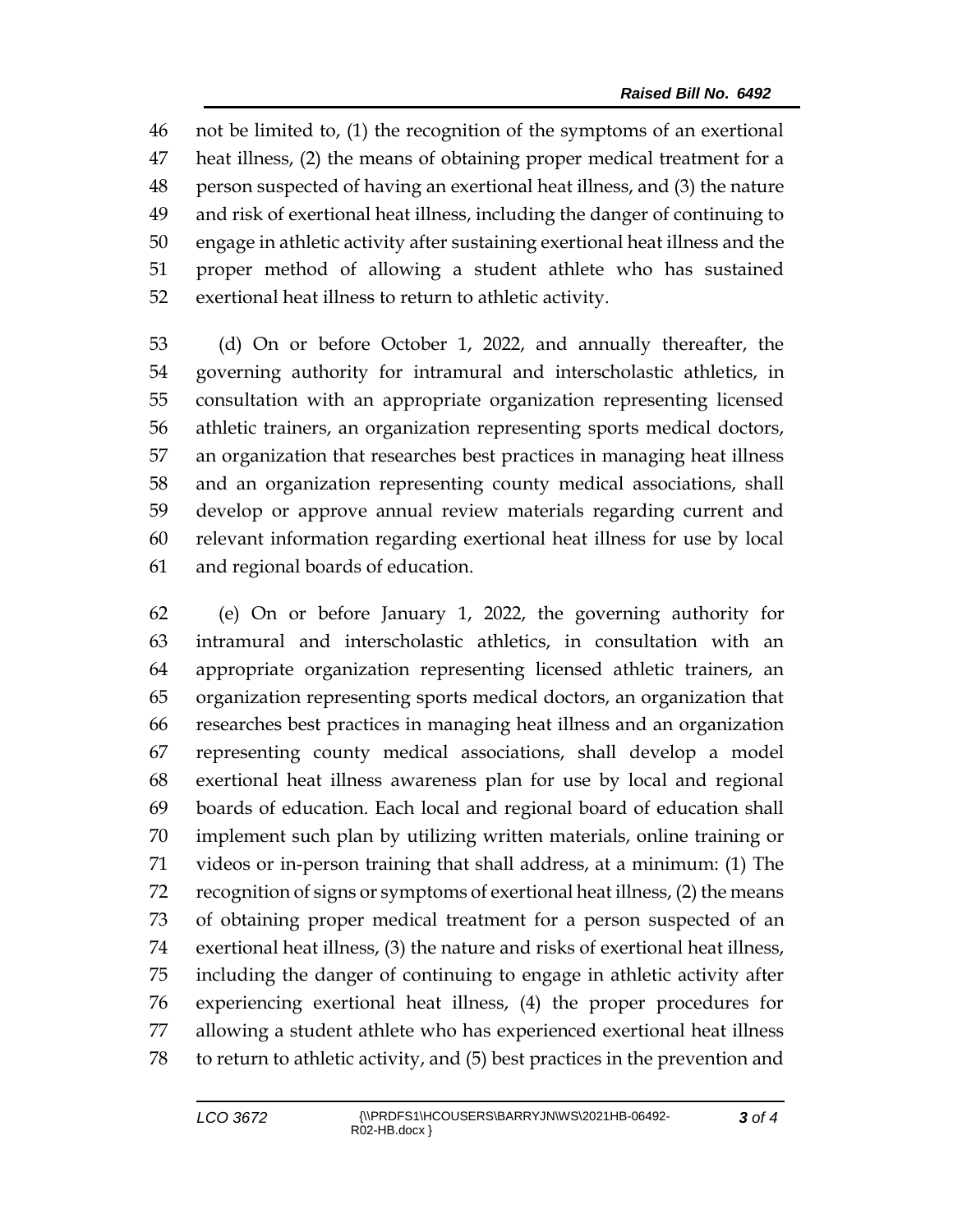not be limited to, (1) the recognition of the symptoms of an exertional heat illness, (2) the means of obtaining proper medical treatment for a person suspected of having an exertional heat illness, and (3) the nature and risk of exertional heat illness, including the danger of continuing to engage in athletic activity after sustaining exertional heat illness and the proper method of allowing a student athlete who has sustained exertional heat illness to return to athletic activity.

(d) On or before October 1, 2022, and annually thereafter, the governing authority for intramural and interscholastic athletics, in consultation with an appropriate organization representing licensed athletic trainers, an organization representing sports medical doctors, an organization that researches best practices in managing heat illness and an organization representing county medical associations, shall develop or approve annual review materials regarding current and relevant information regarding exertional heat illness for use by local and regional boards of education.

(e) On or before January 1, 2022, the governing authority for intramural and interscholastic athletics, in consultation with an appropriate organization representing licensed athletic trainers, an organization representing sports medical doctors, an organization that researches best practices in managing heat illness and an organization representing county medical associations, shall develop a model exertional heat illness awareness plan for use by local and regional boards of education. Each local and regional board of education shall implement such plan by utilizing written materials, online training or videos or in-person training that shall address, at a minimum: (1) The recognition of signs or symptoms of exertional heat illness, (2) the means of obtaining proper medical treatment for a person suspected of an exertional heat illness, (3) the nature and risks of exertional heat illness, including the danger of continuing to engage in athletic activity after experiencing exertional heat illness, (4) the proper procedures for allowing a student athlete who has experienced exertional heat illness to return to athletic activity, and (5) best practices in the prevention and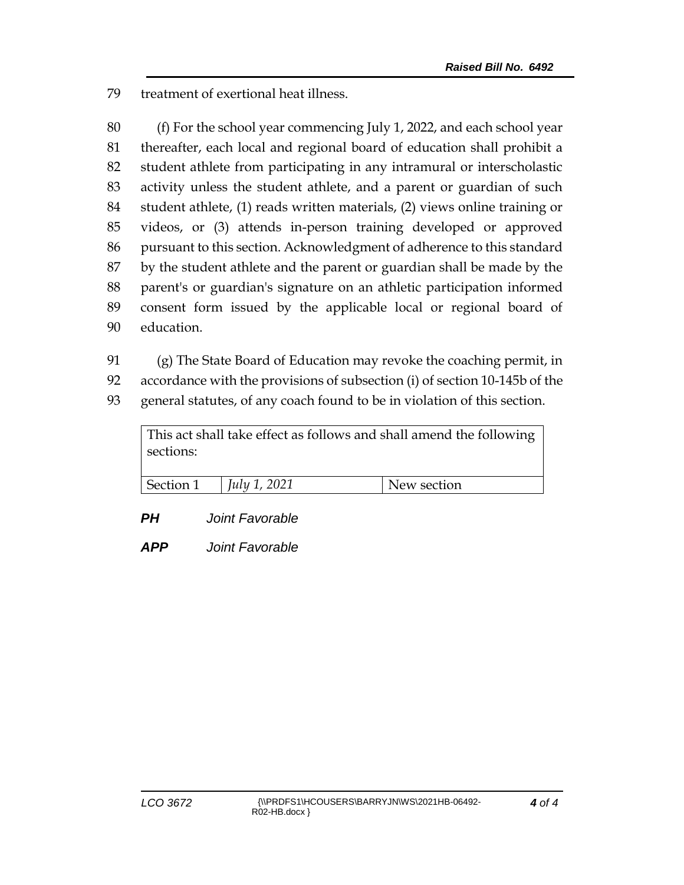treatment of exertional heat illness.

(f) For the school year commencing July 1, 2022, and each school year thereafter, each local and regional board of education shall prohibit a student athlete from participating in any intramural or interscholastic activity unless the student athlete, and a parent or guardian of such student athlete, (1) reads written materials, (2) views online training or videos, or (3) attends in-person training developed or approved pursuant to this section. Acknowledgment of adherence to this standard by the student athlete and the parent or guardian shall be made by the parent's or guardian's signature on an athletic participation informed consent form issued by the applicable local or regional board of education.

(g) The State Board of Education may revoke the coaching permit, in accordance with the provisions of subsection (i) of section 10-145b of the general statutes, of any coach found to be in violation of this section.

| This act shall take effect as follows and shall amend the following sections: | | |
|---|---|---|
| Section 1 | *July 1, 2021* | New section |

***PH*** *Joint Favorable*

***APP*** *Joint Favorable*